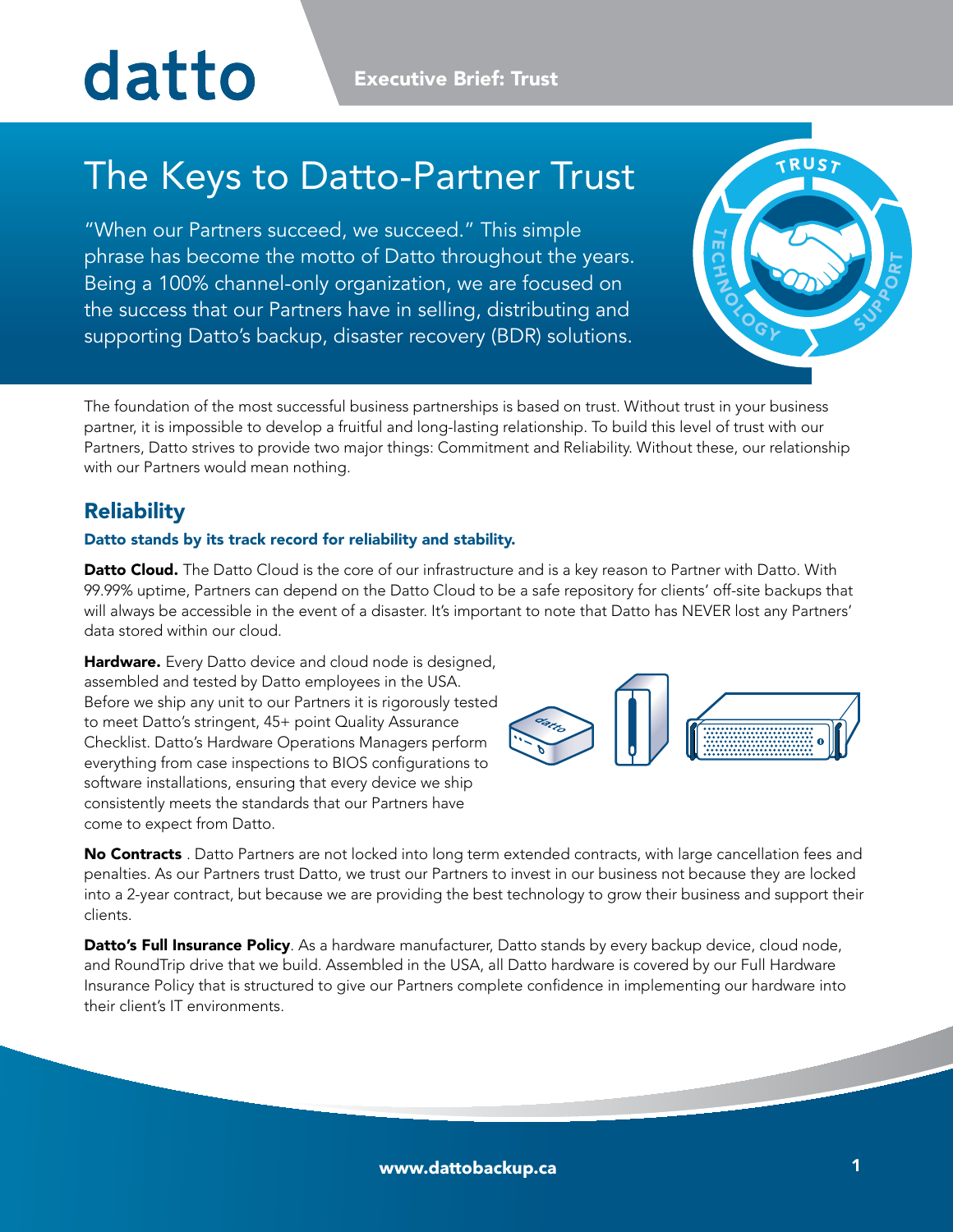# The Keys to Datto-Partner Trust

"When our Partners succeed, we succeed." This simple phrase has become the motto of Datto throughout the years. Being a 100% channel-only organization, we are focused on the success that our Partners have in selling, distributing and supporting Datto's backup, disaster recovery (BDR) solutions.

The foundation of the most successful business partnerships is based on trust. Without trust in your business partner, it is impossible to develop a fruitful and long-lasting relationship. To build this level of trust with our Partners, Datto strives to provide two major things: Commitment and Reliability. Without these, our relationship with our Partners would mean nothing.

## Reliability

### Datto stands by its track record for reliability and stability.

**Datto Cloud.** The Datto Cloud is the core of our infrastructure and is a key reason to Partner with Datto. With 99.99% uptime, Partners can depend on the Datto Cloud to be a safe repository for clients' off-site backups that will always be accessible in the event of a disaster. It's important to note that Datto has NEVER lost any Partners' data stored within our cloud.

**Hardware.** Every Datto device and cloud node is designed, assembled and tested by Datto employees in the USA. Before we ship any unit to our Partners it is rigorously tested to meet Datto's stringent, 45+ point Quality Assurance Checklist. Datto's Hardware Operations Managers perform everything from case inspections to BIOS configurations to software installations, ensuring that every device we ship consistently meets the standards that our Partners have come to expect from Datto.

**No Contracts** . Datto Partners are not locked into long term extended contracts, with large cancellation fees and penalties. As our Partners trust Datto, we trust our Partners to invest in our business not because they are locked into a 2-year contract, but because we are providing the best technology to grow their business and support their clients.

**Datto's Full Insurance Policy**. As a hardware manufacturer, Datto stands by every backup device, cloud node, and RoundTrip drive that we build. Assembled in the USA, all Datto hardware is covered by our Full Hardware Insurance Policy that is structured to give our Partners complete confidence in implementing our hardware into their client's IT environments.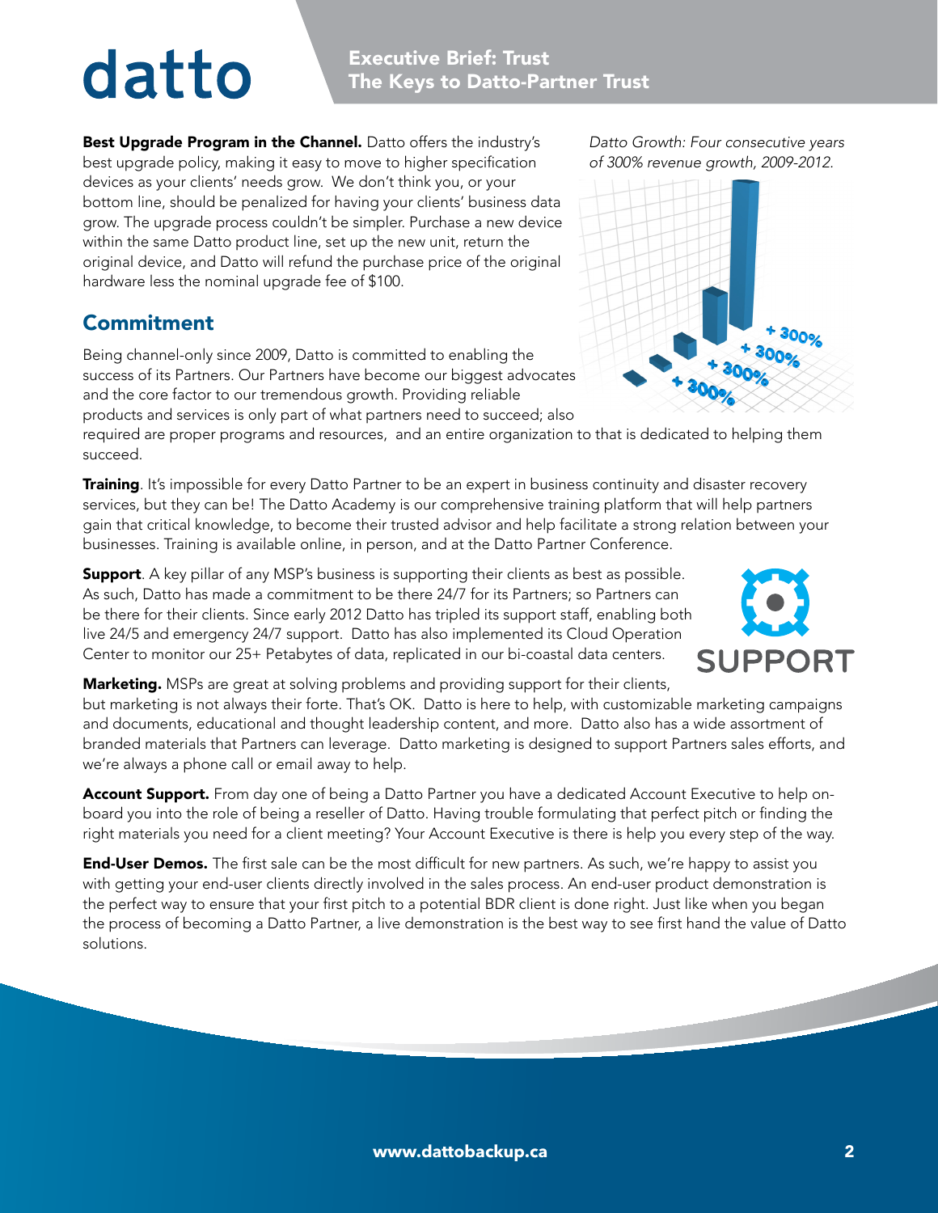**Best Upgrade Program in the Channel.** Datto offers the industry's best upgrade policy, making it easy to move to higher specification devices as your clients' needs grow. We don't think you, or your bottom line, should be penalized for having your clients' business data grow. The upgrade process couldn't be simpler. Purchase a new device within the same Datto product line, set up the new unit, return the original device, and Datto will refund the purchase price of the original hardware less the nominal upgrade fee of $100.

*Datto Growth: Four consecutive years of 300% revenue growth, 2009-2012.*

## Commitment

Being channel-only since 2009, Datto is committed to enabling the success of its Partners. Our Partners have become our biggest advocates and the core factor to our tremendous growth. Providing reliable products and services is only part of what partners need to succeed; also required are proper programs and resources, and an entire organization to that is dedicated to helping them succeed.

**Training**. It's impossible for every Datto Partner to be an expert in business continuity and disaster recovery services, but they can be! The Datto Academy is our comprehensive training platform that will help partners gain that critical knowledge, to become their trusted advisor and help facilitate a strong relation between your businesses. Training is available online, in person, and at the Datto Partner Conference.

**Support**. A key pillar of any MSP's business is supporting their clients as best as possible. As such, Datto has made a commitment to be there 24/7 for its Partners; so Partners can be there for their clients. Since early 2012 Datto has tripled its support staff, enabling both live 24/5 and emergency 24/7 support. Datto has also implemented its Cloud Operation Center to monitor our 25+ Petabytes of data, replicated in our bi-coastal data centers.

**Marketing.** MSPs are great at solving problems and providing support for their clients, but marketing is not always their forte. That's OK. Datto is here to help, with customizable marketing campaigns and documents, educational and thought leadership content, and more. Datto also has a wide assortment of branded materials that Partners can leverage. Datto marketing is designed to support Partners sales efforts, and we're always a phone call or email away to help.

**Account Support.** From day one of being a Datto Partner you have a dedicated Account Executive to help on-board you into the role of being a reseller of Datto. Having trouble formulating that perfect pitch or finding the right materials you need for a client meeting? Your Account Executive is there is help you every step of the way.

**End-User Demos.** The first sale can be the most difficult for new partners. As such, we're happy to assist you with getting your end-user clients directly involved in the sales process. An end-user product demonstration is the perfect way to ensure that your first pitch to a potential BDR client is done right. Just like when you began the process of becoming a Datto Partner, a live demonstration is the best way to see first hand the value of Datto solutions.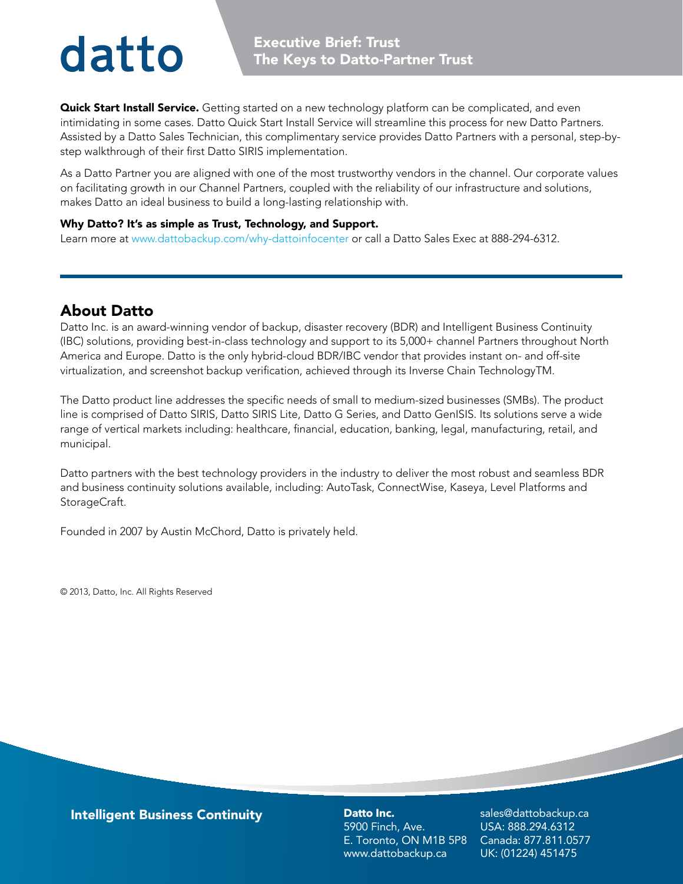**Quick Start Install Service.** Getting started on a new technology platform can be complicated, and even intimidating in some cases. Datto Quick Start Install Service will streamline this process for new Datto Partners. Assisted by a Datto Sales Technician, this complimentary service provides Datto Partners with a personal, step-by-step walkthrough of their first Datto SIRIS implementation.

As a Datto Partner you are aligned with one of the most trustworthy vendors in the channel. Our corporate values on facilitating growth in our Channel Partners, coupled with the reliability of our infrastructure and solutions, makes Datto an ideal business to build a long-lasting relationship with.

**Why Datto? It's as simple as Trust, Technology, and Support.**
Learn more at www.dattobackup.com/why-dattoinfocenter or call a Datto Sales Exec at 888-294-6312.

## About Datto

Datto Inc. is an award-winning vendor of backup, disaster recovery (BDR) and Intelligent Business Continuity (IBC) solutions, providing best-in-class technology and support to its 5,000+ channel Partners throughout North America and Europe. Datto is the only hybrid-cloud BDR/IBC vendor that provides instant on- and off-site virtualization, and screenshot backup verification, achieved through its Inverse Chain TechnologyTM.

The Datto product line addresses the specific needs of small to medium-sized businesses (SMBs). The product line is comprised of Datto SIRIS, Datto SIRIS Lite, Datto G Series, and Datto GenISIS. Its solutions serve a wide range of vertical markets including: healthcare, financial, education, banking, legal, manufacturing, retail, and municipal.

Datto partners with the best technology providers in the industry to deliver the most robust and seamless BDR and business continuity solutions available, including: AutoTask, ConnectWise, Kaseya, Level Platforms and StorageCraft.

Founded in 2007 by Austin McChord, Datto is privately held.

© 2013, Datto, Inc. All Rights Reserved

**Intelligent Business Continuity**

**Datto Inc.**
5900 Finch, Ave.
E. Toronto, ON M1B 5P8
www.dattobackup.ca

sales@dattobackup.ca
USA: 888.294.6312
Canada: 877.811.0577
UK: (01224) 451475